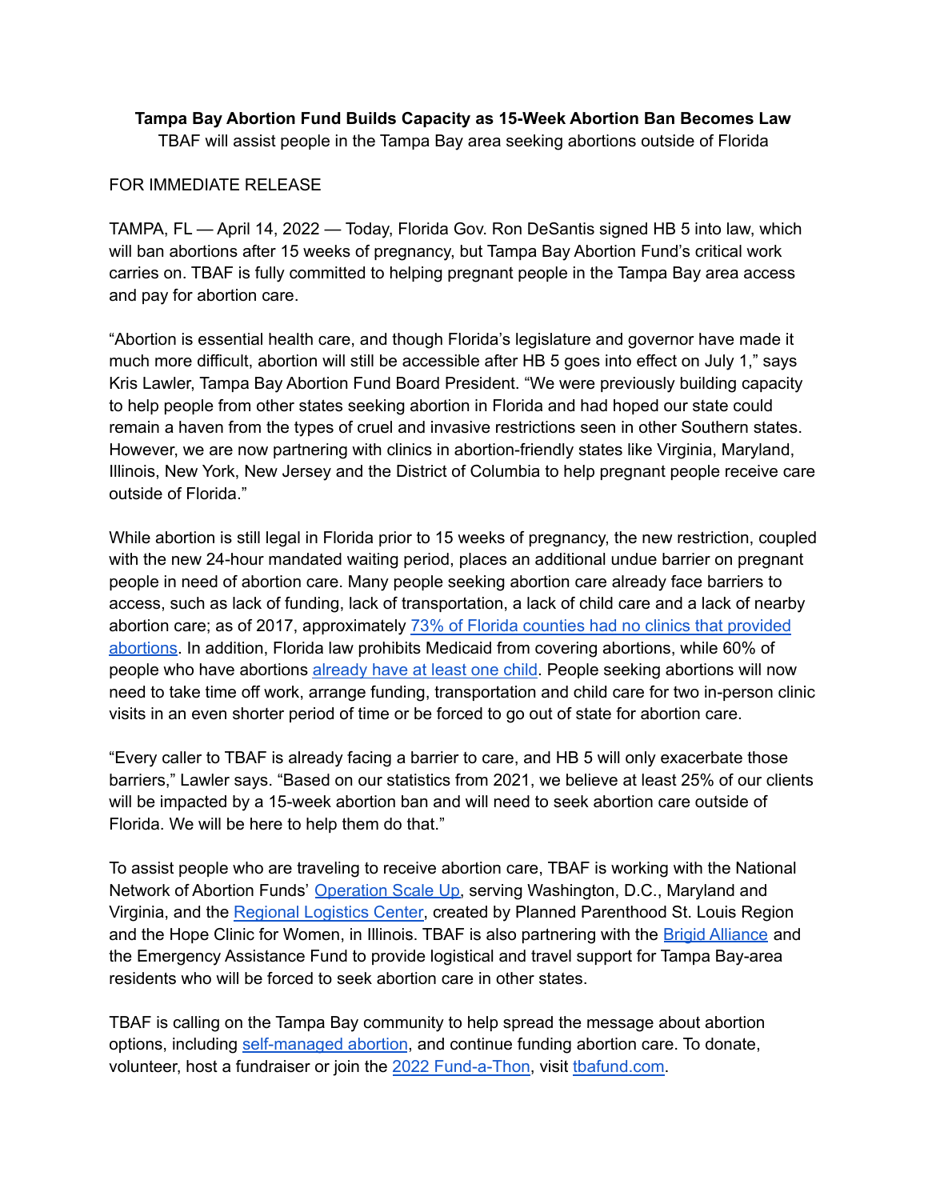**Tampa Bay Abortion Fund Builds Capacity as 15-Week Abortion Ban Becomes Law**

TBAF will assist people in the Tampa Bay area seeking abortions outside of Florida

FOR IMMEDIATE RELEASE

TAMPA, FL — April 14, 2022 — Today, Florida Gov. Ron DeSantis signed HB 5 into law, which will ban abortions after 15 weeks of pregnancy, but Tampa Bay Abortion Fund's critical work carries on. TBAF is fully committed to helping pregnant people in the Tampa Bay area access and pay for abortion care.

"Abortion is essential health care, and though Florida's legislature and governor have made it much more difficult, abortion will still be accessible after HB 5 goes into effect on July 1," says Kris Lawler, Tampa Bay Abortion Fund Board President. "We were previously building capacity to help people from other states seeking abortion in Florida and had hoped our state could remain a haven from the types of cruel and invasive restrictions seen in other Southern states. However, we are now partnering with clinics in abortion-friendly states like Virginia, Maryland, Illinois, New York, New Jersey and the District of Columbia to help pregnant people receive care outside of Florida."

While abortion is still legal in Florida prior to 15 weeks of pregnancy, the new restriction, coupled with the new 24-hour mandated waiting period, places an additional undue barrier on pregnant people in need of abortion care. Many people seeking abortion care already face barriers to access, such as lack of funding, lack of transportation, a lack of child care and a lack of nearby abortion care; as of 2017, approximately [73% of Florida counties had no clinics that provided abortions](). In addition, Florida law prohibits Medicaid from covering abortions, while 60% of people who have abortions [already have at least one child](). People seeking abortions will now need to take time off work, arrange funding, transportation and child care for two in-person clinic visits in an even shorter period of time or be forced to go out of state for abortion care.

"Every caller to TBAF is already facing a barrier to care, and HB 5 will only exacerbate those barriers," Lawler says. "Based on our statistics from 2021, we believe at least 25% of our clients will be impacted by a 15-week abortion ban and will need to seek abortion care outside of Florida. We will be here to help them do that."

To assist people who are traveling to receive abortion care, TBAF is working with the National Network of Abortion Funds' [Operation Scale Up](), serving Washington, D.C., Maryland and Virginia, and the [Regional Logistics Center](), created by Planned Parenthood St. Louis Region and the Hope Clinic for Women, in Illinois. TBAF is also partnering with the [Brigid Alliance]() and the Emergency Assistance Fund to provide logistical and travel support for Tampa Bay-area residents who will be forced to seek abortion care in other states.

TBAF is calling on the Tampa Bay community to help spread the message about abortion options, including [self-managed abortion](), and continue funding abortion care. To donate, volunteer, host a fundraiser or join the [2022 Fund-a-Thon](), visit [tbafund.com]().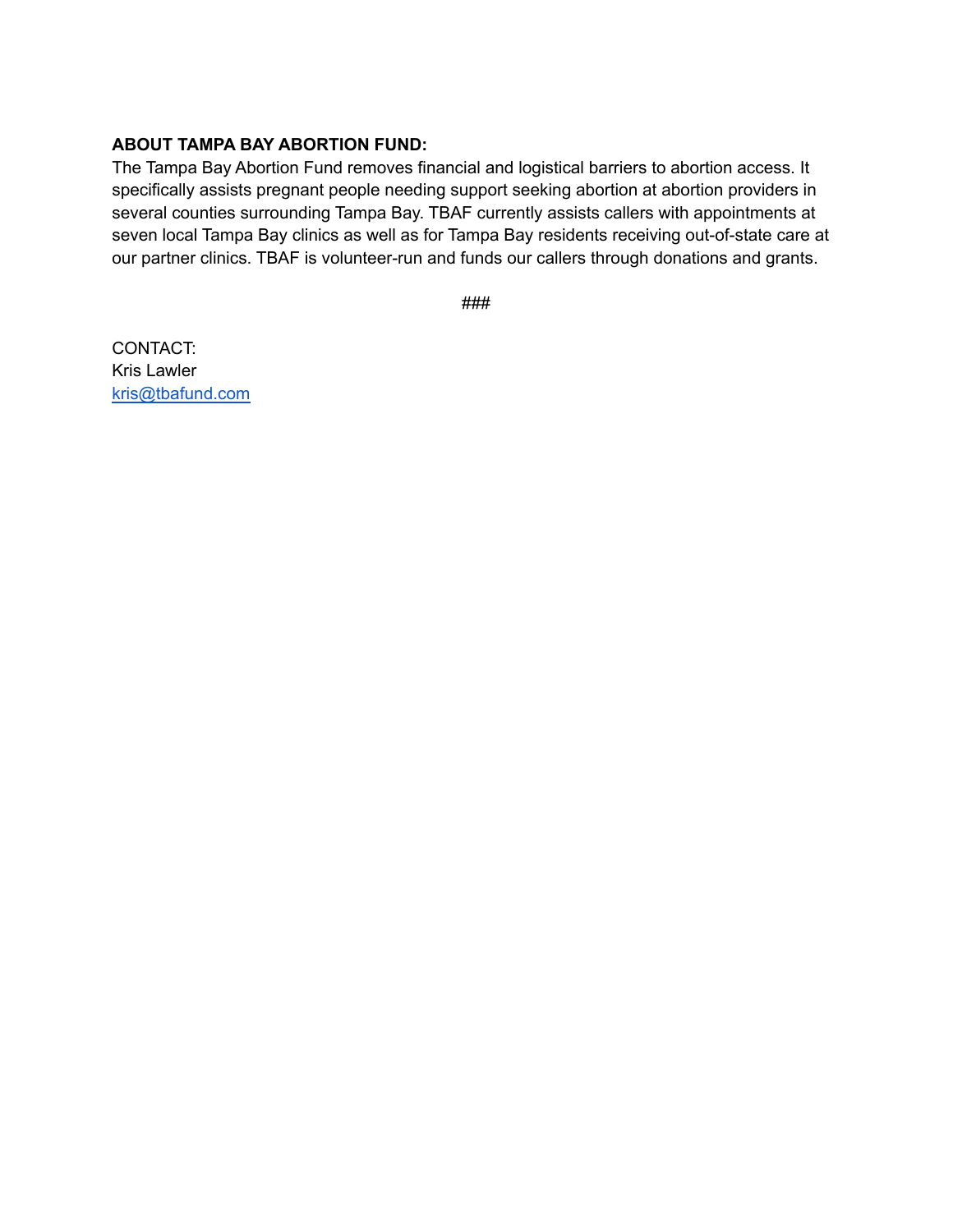**ABOUT TAMPA BAY ABORTION FUND:**
The Tampa Bay Abortion Fund removes financial and logistical barriers to abortion access. It specifically assists pregnant people needing support seeking abortion at abortion providers in several counties surrounding Tampa Bay. TBAF currently assists callers with appointments at seven local Tampa Bay clinics as well as for Tampa Bay residents receiving out-of-state care at our partner clinics. TBAF is volunteer-run and funds our callers through donations and grants.

###

CONTACT:
Kris Lawler
kris@tbafund.com